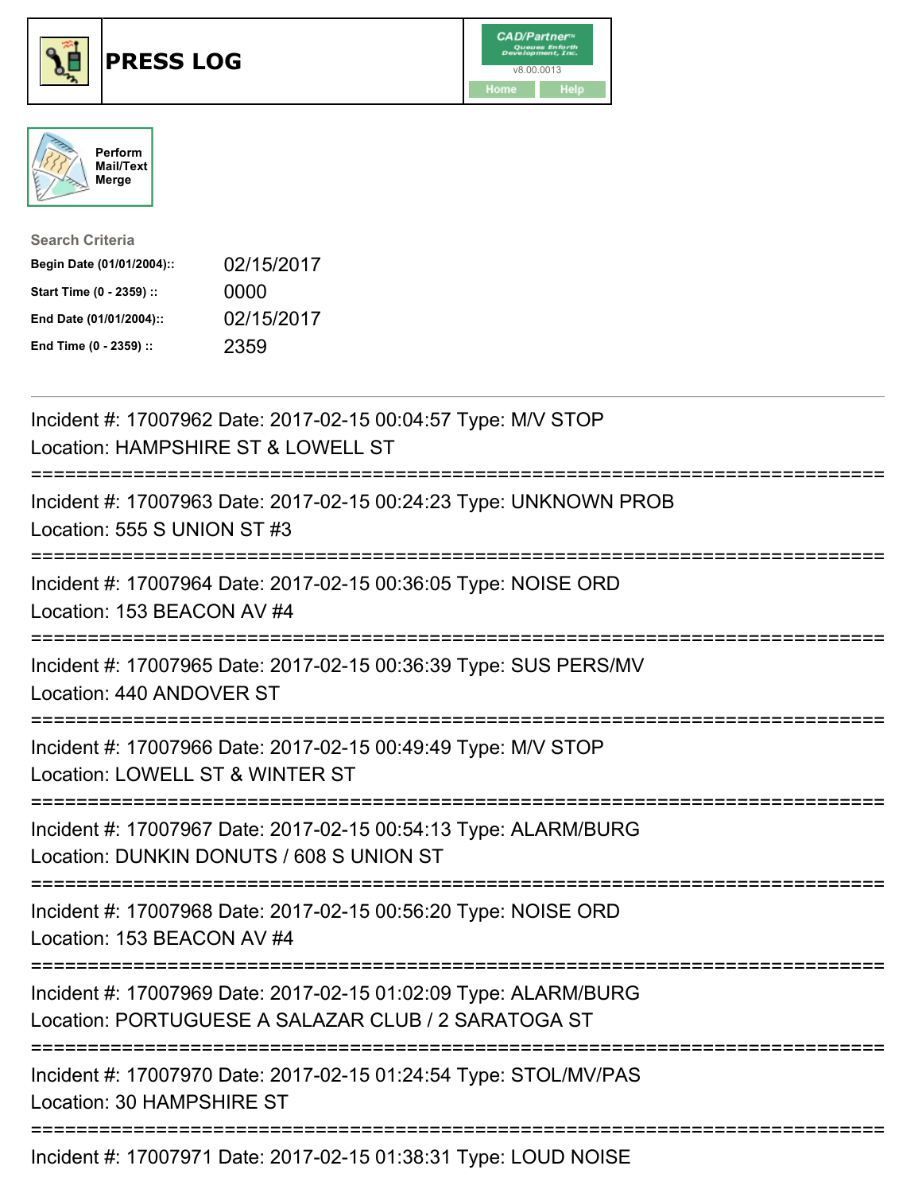# PRESS LOG

Perform Mail/Text Merge

**Search Criteria**

| | |
|---|---|
| **Begin Date (01/01/2004)::** | 02/15/2017 |
| **Start Time (0 - 2359) ::** | 0000 |
| **End Date (01/01/2004)::** | 02/15/2017 |
| **End Time (0 - 2359) ::** | 2359 |

Incident #: 17007962 Date: 2017-02-15 00:04:57 Type: M/V STOP
Location: HAMPSHIRE ST & LOWELL ST

===========================================================================

Incident #: 17007963 Date: 2017-02-15 00:24:23 Type: UNKNOWN PROB
Location: 555 S UNION ST #3

===========================================================================

Incident #: 17007964 Date: 2017-02-15 00:36:05 Type: NOISE ORD
Location: 153 BEACON AV #4

===========================================================================

Incident #: 17007965 Date: 2017-02-15 00:36:39 Type: SUS PERS/MV
Location: 440 ANDOVER ST

===========================================================================

Incident #: 17007966 Date: 2017-02-15 00:49:49 Type: M/V STOP
Location: LOWELL ST & WINTER ST

===========================================================================

Incident #: 17007967 Date: 2017-02-15 00:54:13 Type: ALARM/BURG
Location: DUNKIN DONUTS / 608 S UNION ST

===========================================================================

Incident #: 17007968 Date: 2017-02-15 00:56:20 Type: NOISE ORD
Location: 153 BEACON AV #4

===========================================================================

Incident #: 17007969 Date: 2017-02-15 01:02:09 Type: ALARM/BURG
Location: PORTUGUESE A SALAZAR CLUB / 2 SARATOGA ST

===========================================================================

Incident #: 17007970 Date: 2017-02-15 01:24:54 Type: STOL/MV/PAS
Location: 30 HAMPSHIRE ST

===========================================================================

Incident #: 17007971 Date: 2017-02-15 01:38:31 Type: LOUD NOISE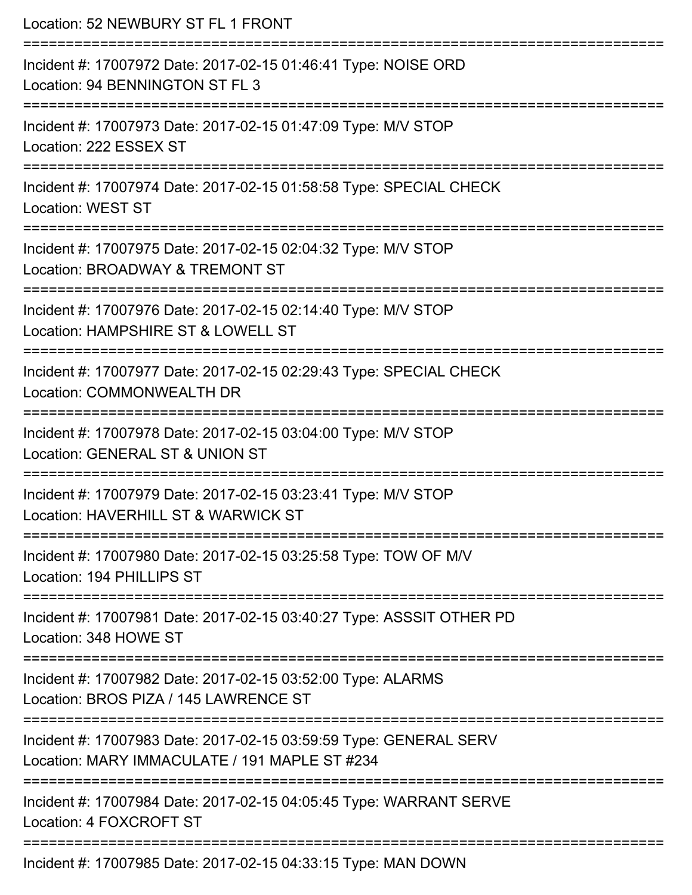Location: 52 NEWBURY ST FL 1 FRONT

===========================================================================

Incident #: 17007972 Date: 2017-02-15 01:46:41 Type: NOISE ORD
Location: 94 BENNINGTON ST FL 3

===========================================================================

Incident #: 17007973 Date: 2017-02-15 01:47:09 Type: M/V STOP
Location: 222 ESSEX ST

===========================================================================

Incident #: 17007974 Date: 2017-02-15 01:58:58 Type: SPECIAL CHECK
Location: WEST ST

===========================================================================

Incident #: 17007975 Date: 2017-02-15 02:04:32 Type: M/V STOP
Location: BROADWAY & TREMONT ST

===========================================================================

Incident #: 17007976 Date: 2017-02-15 02:14:40 Type: M/V STOP
Location: HAMPSHIRE ST & LOWELL ST

===========================================================================

Incident #: 17007977 Date: 2017-02-15 02:29:43 Type: SPECIAL CHECK
Location: COMMONWEALTH DR

===========================================================================

Incident #: 17007978 Date: 2017-02-15 03:04:00 Type: M/V STOP
Location: GENERAL ST & UNION ST

===========================================================================

Incident #: 17007979 Date: 2017-02-15 03:23:41 Type: M/V STOP
Location: HAVERHILL ST & WARWICK ST

===========================================================================

Incident #: 17007980 Date: 2017-02-15 03:25:58 Type: TOW OF M/V
Location: 194 PHILLIPS ST

===========================================================================

Incident #: 17007981 Date: 2017-02-15 03:40:27 Type: ASSSIT OTHER PD
Location: 348 HOWE ST

===========================================================================

Incident #: 17007982 Date: 2017-02-15 03:52:00 Type: ALARMS
Location: BROS PIZA / 145 LAWRENCE ST

===========================================================================

Incident #: 17007983 Date: 2017-02-15 03:59:59 Type: GENERAL SERV
Location: MARY IMMACULATE / 191 MAPLE ST #234

===========================================================================

Incident #: 17007984 Date: 2017-02-15 04:05:45 Type: WARRANT SERVE
Location: 4 FOXCROFT ST

===========================================================================

Incident #: 17007985 Date: 2017-02-15 04:33:15 Type: MAN DOWN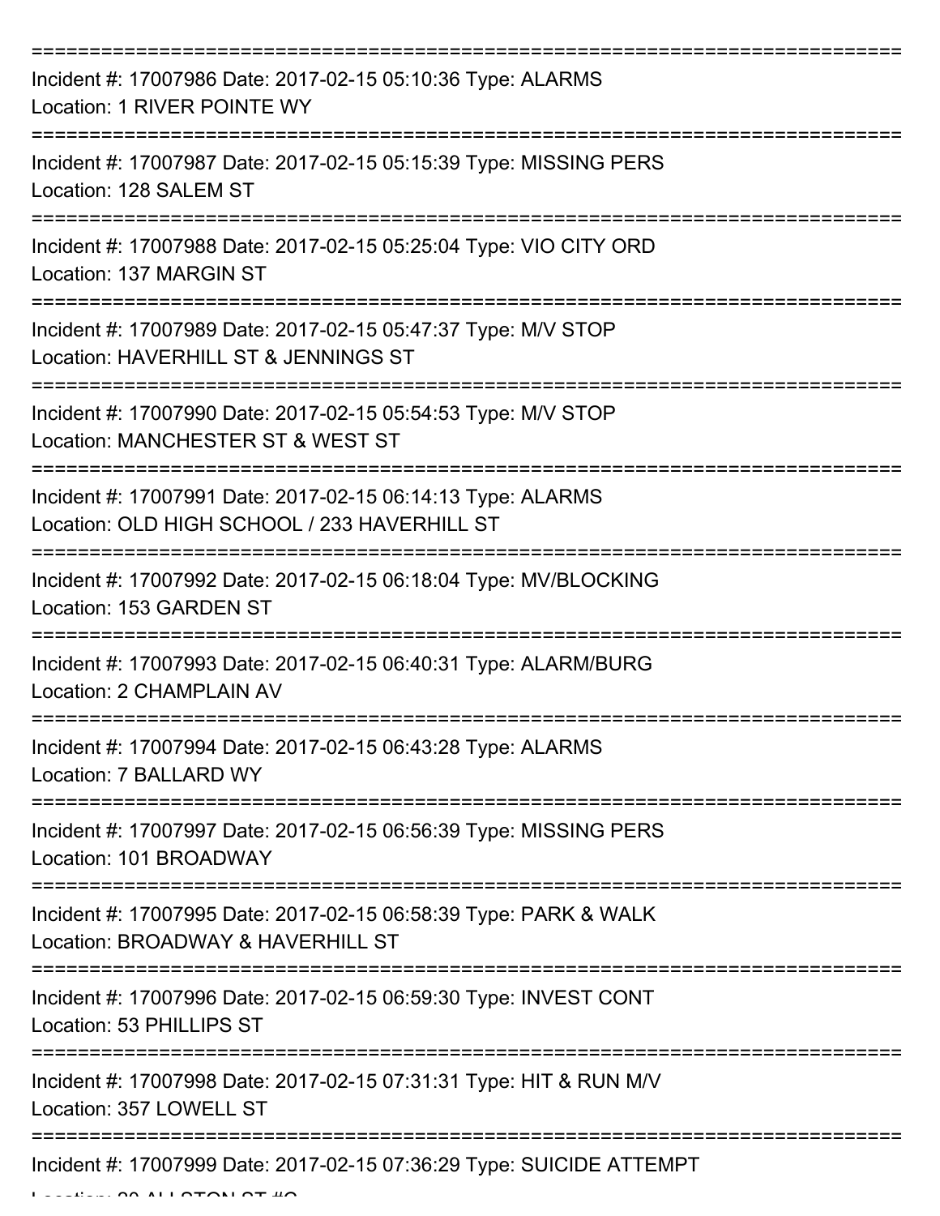===========================================================================

Incident #: 17007986 Date: 2017-02-15 05:10:36 Type: ALARMS
Location: 1 RIVER POINTE WY

===========================================================================

Incident #: 17007987 Date: 2017-02-15 05:15:39 Type: MISSING PERS
Location: 128 SALEM ST

===========================================================================

Incident #: 17007988 Date: 2017-02-15 05:25:04 Type: VIO CITY ORD
Location: 137 MARGIN ST

===========================================================================

Incident #: 17007989 Date: 2017-02-15 05:47:37 Type: M/V STOP
Location: HAVERHILL ST & JENNINGS ST

===========================================================================

Incident #: 17007990 Date: 2017-02-15 05:54:53 Type: M/V STOP
Location: MANCHESTER ST & WEST ST

===========================================================================

Incident #: 17007991 Date: 2017-02-15 06:14:13 Type: ALARMS
Location: OLD HIGH SCHOOL / 233 HAVERHILL ST

===========================================================================

Incident #: 17007992 Date: 2017-02-15 06:18:04 Type: MV/BLOCKING
Location: 153 GARDEN ST

===========================================================================

Incident #: 17007993 Date: 2017-02-15 06:40:31 Type: ALARM/BURG
Location: 2 CHAMPLAIN AV

===========================================================================

Incident #: 17007994 Date: 2017-02-15 06:43:28 Type: ALARMS
Location: 7 BALLARD WY

===========================================================================

Incident #: 17007997 Date: 2017-02-15 06:56:39 Type: MISSING PERS
Location: 101 BROADWAY

===========================================================================

Incident #: 17007995 Date: 2017-02-15 06:58:39 Type: PARK & WALK
Location: BROADWAY & HAVERHILL ST

===========================================================================

Incident #: 17007996 Date: 2017-02-15 06:59:30 Type: INVEST CONT
Location: 53 PHILLIPS ST

===========================================================================

Incident #: 17007998 Date: 2017-02-15 07:31:31 Type: HIT & RUN M/V
Location: 357 LOWELL ST

===========================================================================

Incident #: 17007999 Date: 2017-02-15 07:36:29 Type: SUICIDE ATTEMPT
Location: 20 ALLSTON ST #C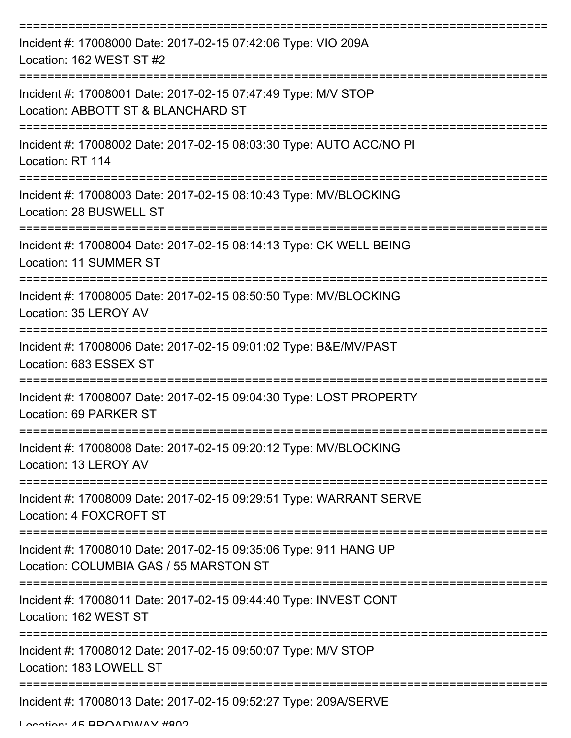===========================================================================

Incident #: 17008000 Date: 2017-02-15 07:42:06 Type: VIO 209A
Location: 162 WEST ST #2

===========================================================================

Incident #: 17008001 Date: 2017-02-15 07:47:49 Type: M/V STOP
Location: ABBOTT ST & BLANCHARD ST

===========================================================================

Incident #: 17008002 Date: 2017-02-15 08:03:30 Type: AUTO ACC/NO PI
Location: RT 114

===========================================================================

Incident #: 17008003 Date: 2017-02-15 08:10:43 Type: MV/BLOCKING
Location: 28 BUSWELL ST

===========================================================================

Incident #: 17008004 Date: 2017-02-15 08:14:13 Type: CK WELL BEING
Location: 11 SUMMER ST

===========================================================================

Incident #: 17008005 Date: 2017-02-15 08:50:50 Type: MV/BLOCKING
Location: 35 LEROY AV

===========================================================================

Incident #: 17008006 Date: 2017-02-15 09:01:02 Type: B&E/MV/PAST
Location: 683 ESSEX ST

===========================================================================

Incident #: 17008007 Date: 2017-02-15 09:04:30 Type: LOST PROPERTY
Location: 69 PARKER ST

===========================================================================

Incident #: 17008008 Date: 2017-02-15 09:20:12 Type: MV/BLOCKING
Location: 13 LEROY AV

===========================================================================

Incident #: 17008009 Date: 2017-02-15 09:29:51 Type: WARRANT SERVE
Location: 4 FOXCROFT ST

===========================================================================

Incident #: 17008010 Date: 2017-02-15 09:35:06 Type: 911 HANG UP
Location: COLUMBIA GAS / 55 MARSTON ST

===========================================================================

Incident #: 17008011 Date: 2017-02-15 09:44:40 Type: INVEST CONT
Location: 162 WEST ST

===========================================================================

Incident #: 17008012 Date: 2017-02-15 09:50:07 Type: M/V STOP
Location: 183 LOWELL ST

===========================================================================

Incident #: 17008013 Date: 2017-02-15 09:52:27 Type: 209A/SERVE
Location: 45 BROADWAY #802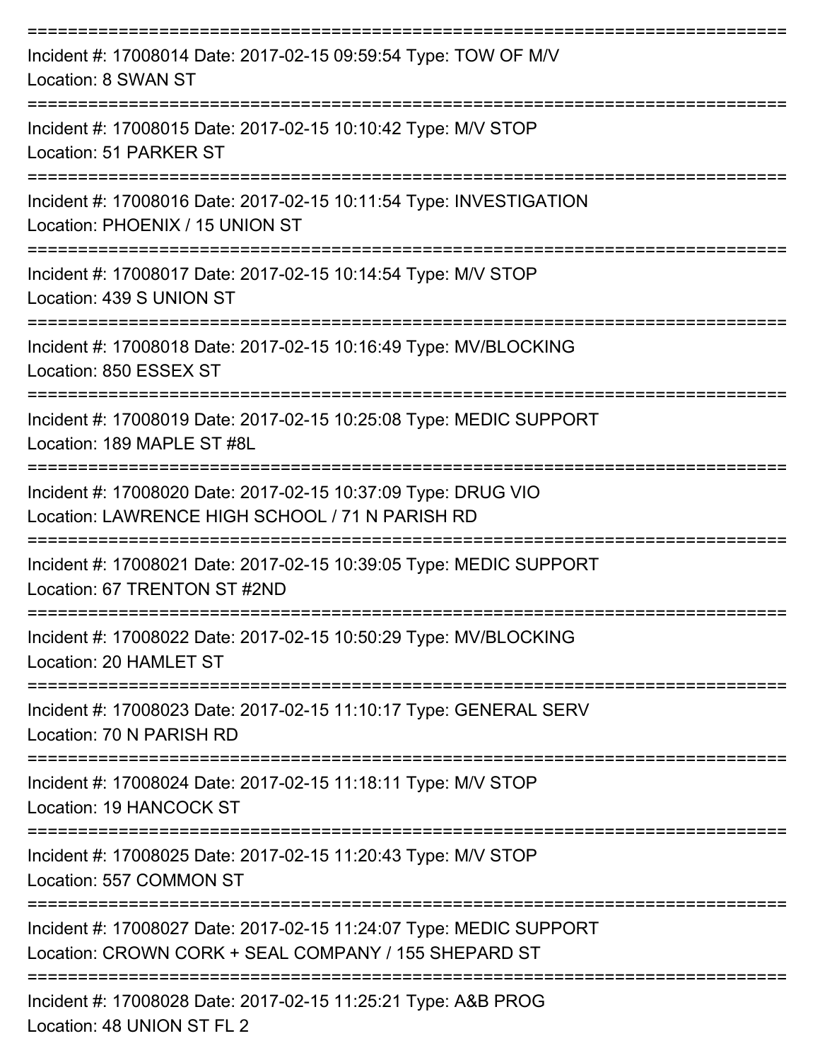===========================================================================

Incident #: 17008014 Date: 2017-02-15 09:59:54 Type: TOW OF M/V
Location: 8 SWAN ST

===========================================================================

Incident #: 17008015 Date: 2017-02-15 10:10:42 Type: M/V STOP
Location: 51 PARKER ST

===========================================================================

Incident #: 17008016 Date: 2017-02-15 10:11:54 Type: INVESTIGATION
Location: PHOENIX / 15 UNION ST

===========================================================================

Incident #: 17008017 Date: 2017-02-15 10:14:54 Type: M/V STOP
Location: 439 S UNION ST

===========================================================================

Incident #: 17008018 Date: 2017-02-15 10:16:49 Type: MV/BLOCKING
Location: 850 ESSEX ST

===========================================================================

Incident #: 17008019 Date: 2017-02-15 10:25:08 Type: MEDIC SUPPORT
Location: 189 MAPLE ST #8L

===========================================================================

Incident #: 17008020 Date: 2017-02-15 10:37:09 Type: DRUG VIO
Location: LAWRENCE HIGH SCHOOL / 71 N PARISH RD

===========================================================================

Incident #: 17008021 Date: 2017-02-15 10:39:05 Type: MEDIC SUPPORT
Location: 67 TRENTON ST #2ND

===========================================================================

Incident #: 17008022 Date: 2017-02-15 10:50:29 Type: MV/BLOCKING
Location: 20 HAMLET ST

===========================================================================

Incident #: 17008023 Date: 2017-02-15 11:10:17 Type: GENERAL SERV
Location: 70 N PARISH RD

===========================================================================

Incident #: 17008024 Date: 2017-02-15 11:18:11 Type: M/V STOP
Location: 19 HANCOCK ST

===========================================================================

Incident #: 17008025 Date: 2017-02-15 11:20:43 Type: M/V STOP
Location: 557 COMMON ST

===========================================================================

Incident #: 17008027 Date: 2017-02-15 11:24:07 Type: MEDIC SUPPORT
Location: CROWN CORK + SEAL COMPANY / 155 SHEPARD ST

===========================================================================

Incident #: 17008028 Date: 2017-02-15 11:25:21 Type: A&B PROG
Location: 48 UNION ST FL 2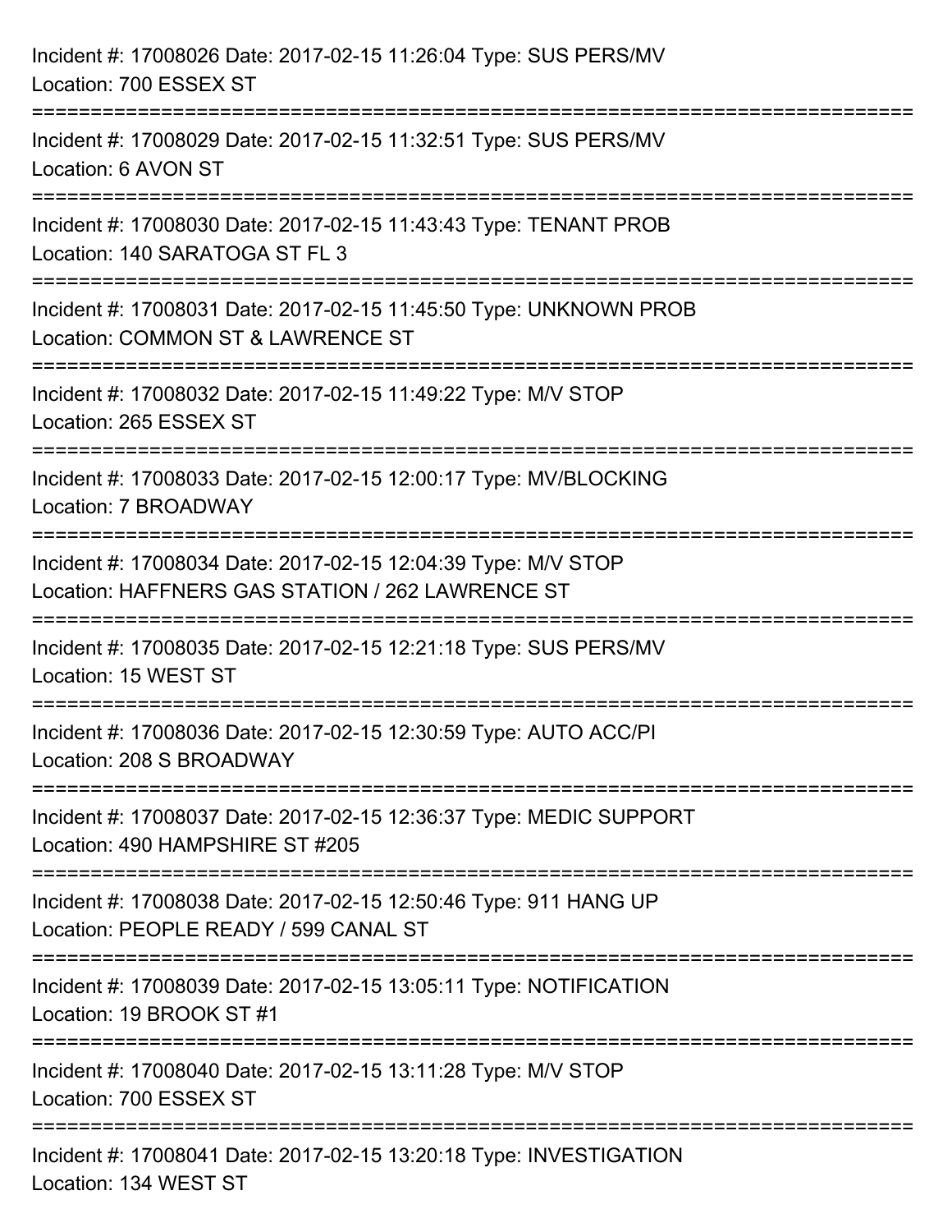Incident #: 17008026 Date: 2017-02-15 11:26:04 Type: SUS PERS/MV
Location: 700 ESSEX ST

===========================================================================

Incident #: 17008029 Date: 2017-02-15 11:32:51 Type: SUS PERS/MV
Location: 6 AVON ST

===========================================================================

Incident #: 17008030 Date: 2017-02-15 11:43:43 Type: TENANT PROB
Location: 140 SARATOGA ST FL 3

===========================================================================

Incident #: 17008031 Date: 2017-02-15 11:45:50 Type: UNKNOWN PROB
Location: COMMON ST & LAWRENCE ST

===========================================================================

Incident #: 17008032 Date: 2017-02-15 11:49:22 Type: M/V STOP
Location: 265 ESSEX ST

===========================================================================

Incident #: 17008033 Date: 2017-02-15 12:00:17 Type: MV/BLOCKING
Location: 7 BROADWAY

===========================================================================

Incident #: 17008034 Date: 2017-02-15 12:04:39 Type: M/V STOP
Location: HAFFNERS GAS STATION / 262 LAWRENCE ST

===========================================================================

Incident #: 17008035 Date: 2017-02-15 12:21:18 Type: SUS PERS/MV
Location: 15 WEST ST

===========================================================================

Incident #: 17008036 Date: 2017-02-15 12:30:59 Type: AUTO ACC/PI
Location: 208 S BROADWAY

===========================================================================

Incident #: 17008037 Date: 2017-02-15 12:36:37 Type: MEDIC SUPPORT
Location: 490 HAMPSHIRE ST #205

===========================================================================

Incident #: 17008038 Date: 2017-02-15 12:50:46 Type: 911 HANG UP
Location: PEOPLE READY / 599 CANAL ST

===========================================================================

Incident #: 17008039 Date: 2017-02-15 13:05:11 Type: NOTIFICATION
Location: 19 BROOK ST #1

===========================================================================

Incident #: 17008040 Date: 2017-02-15 13:11:28 Type: M/V STOP
Location: 700 ESSEX ST

===========================================================================

Incident #: 17008041 Date: 2017-02-15 13:20:18 Type: INVESTIGATION
Location: 134 WEST ST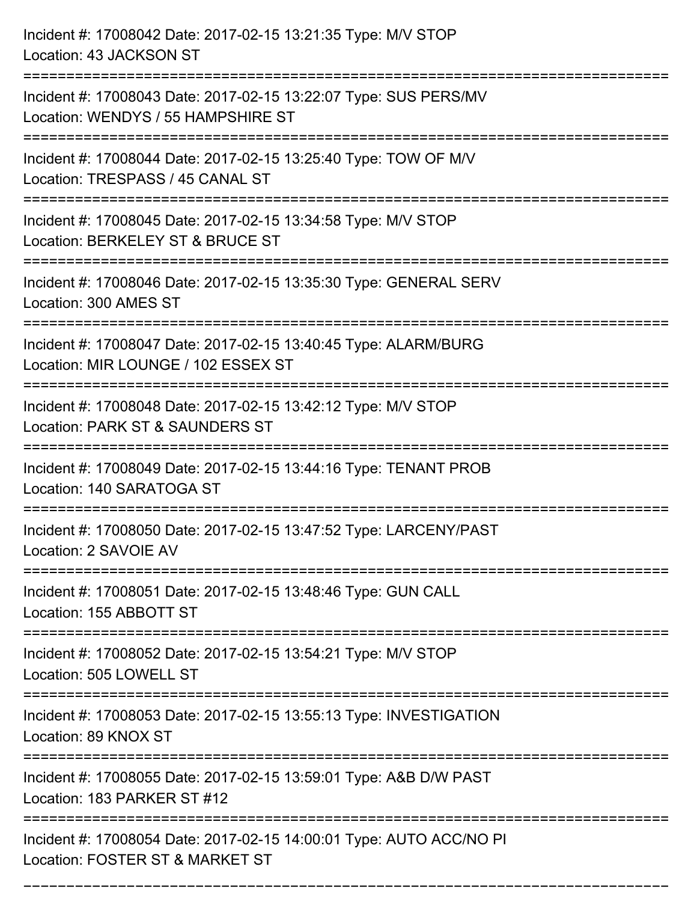Incident #: 17008042 Date: 2017-02-15 13:21:35 Type: M/V STOP
Location: 43 JACKSON ST

===========================================================================

Incident #: 17008043 Date: 2017-02-15 13:22:07 Type: SUS PERS/MV
Location: WENDYS / 55 HAMPSHIRE ST

===========================================================================

Incident #: 17008044 Date: 2017-02-15 13:25:40 Type: TOW OF M/V
Location: TRESPASS / 45 CANAL ST

===========================================================================

Incident #: 17008045 Date: 2017-02-15 13:34:58 Type: M/V STOP
Location: BERKELEY ST & BRUCE ST

===========================================================================

Incident #: 17008046 Date: 2017-02-15 13:35:30 Type: GENERAL SERV
Location: 300 AMES ST

===========================================================================

Incident #: 17008047 Date: 2017-02-15 13:40:45 Type: ALARM/BURG
Location: MIR LOUNGE / 102 ESSEX ST

===========================================================================

Incident #: 17008048 Date: 2017-02-15 13:42:12 Type: M/V STOP
Location: PARK ST & SAUNDERS ST

===========================================================================

Incident #: 17008049 Date: 2017-02-15 13:44:16 Type: TENANT PROB
Location: 140 SARATOGA ST

===========================================================================

Incident #: 17008050 Date: 2017-02-15 13:47:52 Type: LARCENY/PAST
Location: 2 SAVOIE AV

===========================================================================

Incident #: 17008051 Date: 2017-02-15 13:48:46 Type: GUN CALL
Location: 155 ABBOTT ST

===========================================================================

Incident #: 17008052 Date: 2017-02-15 13:54:21 Type: M/V STOP
Location: 505 LOWELL ST

===========================================================================

Incident #: 17008053 Date: 2017-02-15 13:55:13 Type: INVESTIGATION
Location: 89 KNOX ST

===========================================================================

Incident #: 17008055 Date: 2017-02-15 13:59:01 Type: A&B D/W PAST
Location: 183 PARKER ST #12

===========================================================================

Incident #: 17008054 Date: 2017-02-15 14:00:01 Type: AUTO ACC/NO PI
Location: FOSTER ST & MARKET ST

===========================================================================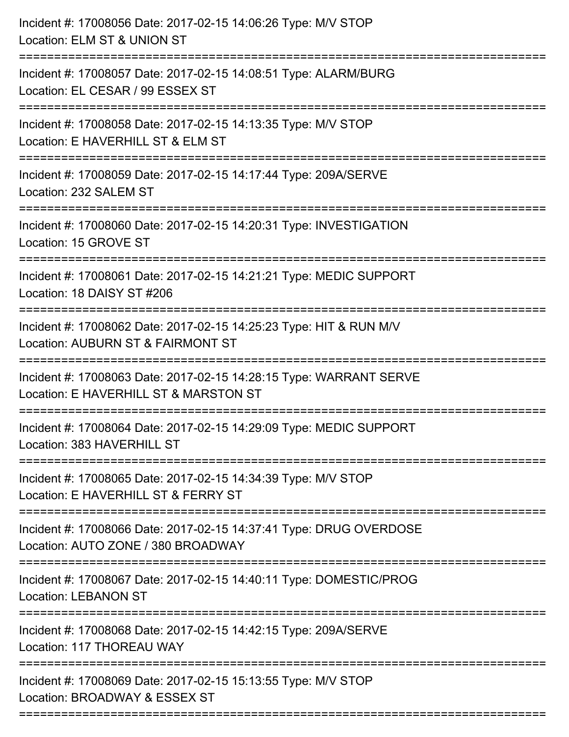Incident #: 17008056 Date: 2017-02-15 14:06:26 Type: M/V STOP
Location: ELM ST & UNION ST

===========================================================================

Incident #: 17008057 Date: 2017-02-15 14:08:51 Type: ALARM/BURG
Location: EL CESAR / 99 ESSEX ST

===========================================================================

Incident #: 17008058 Date: 2017-02-15 14:13:35 Type: M/V STOP
Location: E HAVERHILL ST & ELM ST

===========================================================================

Incident #: 17008059 Date: 2017-02-15 14:17:44 Type: 209A/SERVE
Location: 232 SALEM ST

===========================================================================

Incident #: 17008060 Date: 2017-02-15 14:20:31 Type: INVESTIGATION
Location: 15 GROVE ST

===========================================================================

Incident #: 17008061 Date: 2017-02-15 14:21:21 Type: MEDIC SUPPORT
Location: 18 DAISY ST #206

===========================================================================

Incident #: 17008062 Date: 2017-02-15 14:25:23 Type: HIT & RUN M/V
Location: AUBURN ST & FAIRMONT ST

===========================================================================

Incident #: 17008063 Date: 2017-02-15 14:28:15 Type: WARRANT SERVE
Location: E HAVERHILL ST & MARSTON ST

===========================================================================

Incident #: 17008064 Date: 2017-02-15 14:29:09 Type: MEDIC SUPPORT
Location: 383 HAVERHILL ST

===========================================================================

Incident #: 17008065 Date: 2017-02-15 14:34:39 Type: M/V STOP
Location: E HAVERHILL ST & FERRY ST

===========================================================================

Incident #: 17008066 Date: 2017-02-15 14:37:41 Type: DRUG OVERDOSE
Location: AUTO ZONE / 380 BROADWAY

===========================================================================

Incident #: 17008067 Date: 2017-02-15 14:40:11 Type: DOMESTIC/PROG
Location: LEBANON ST

===========================================================================

Incident #: 17008068 Date: 2017-02-15 14:42:15 Type: 209A/SERVE
Location: 117 THOREAU WAY

===========================================================================

Incident #: 17008069 Date: 2017-02-15 15:13:55 Type: M/V STOP
Location: BROADWAY & ESSEX ST

===========================================================================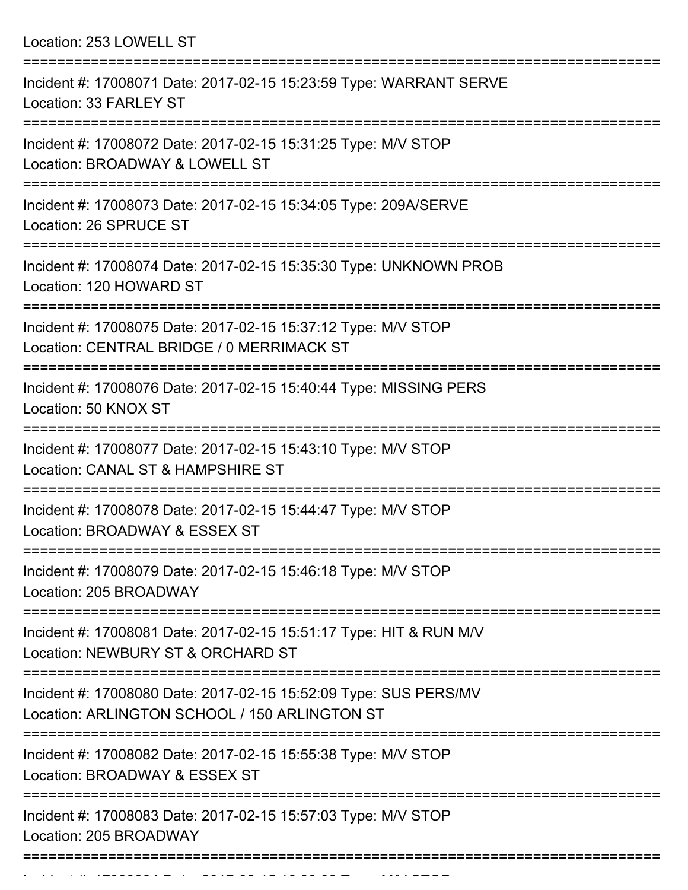Location: 253 LOWELL ST

===========================================================================

Incident #: 17008071 Date: 2017-02-15 15:23:59 Type: WARRANT SERVE
Location: 33 FARLEY ST

===========================================================================

Incident #: 17008072 Date: 2017-02-15 15:31:25 Type: M/V STOP
Location: BROADWAY & LOWELL ST

===========================================================================

Incident #: 17008073 Date: 2017-02-15 15:34:05 Type: 209A/SERVE
Location: 26 SPRUCE ST

===========================================================================

Incident #: 17008074 Date: 2017-02-15 15:35:30 Type: UNKNOWN PROB
Location: 120 HOWARD ST

===========================================================================

Incident #: 17008075 Date: 2017-02-15 15:37:12 Type: M/V STOP
Location: CENTRAL BRIDGE / 0 MERRIMACK ST

===========================================================================

Incident #: 17008076 Date: 2017-02-15 15:40:44 Type: MISSING PERS
Location: 50 KNOX ST

===========================================================================

Incident #: 17008077 Date: 2017-02-15 15:43:10 Type: M/V STOP
Location: CANAL ST & HAMPSHIRE ST

===========================================================================

Incident #: 17008078 Date: 2017-02-15 15:44:47 Type: M/V STOP
Location: BROADWAY & ESSEX ST

===========================================================================

Incident #: 17008079 Date: 2017-02-15 15:46:18 Type: M/V STOP
Location: 205 BROADWAY

===========================================================================

Incident #: 17008081 Date: 2017-02-15 15:51:17 Type: HIT & RUN M/V
Location: NEWBURY ST & ORCHARD ST

===========================================================================

Incident #: 17008080 Date: 2017-02-15 15:52:09 Type: SUS PERS/MV
Location: ARLINGTON SCHOOL / 150 ARLINGTON ST

===========================================================================

Incident #: 17008082 Date: 2017-02-15 15:55:38 Type: M/V STOP
Location: BROADWAY & ESSEX ST

===========================================================================

Incident #: 17008083 Date: 2017-02-15 15:57:03 Type: M/V STOP
Location: 205 BROADWAY

===========================================================================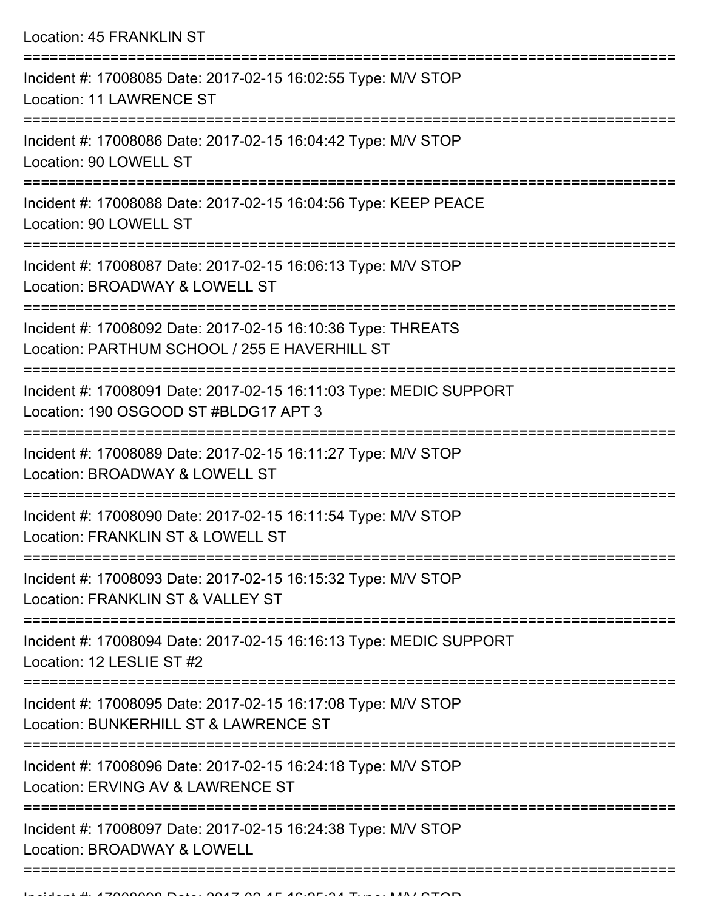Location: 45 FRANKLIN ST

===========================================================================

Incident #: 17008085 Date: 2017-02-15 16:02:55 Type: M/V STOP
Location: 11 LAWRENCE ST

===========================================================================

Incident #: 17008086 Date: 2017-02-15 16:04:42 Type: M/V STOP
Location: 90 LOWELL ST

===========================================================================

Incident #: 17008088 Date: 2017-02-15 16:04:56 Type: KEEP PEACE
Location: 90 LOWELL ST

===========================================================================

Incident #: 17008087 Date: 2017-02-15 16:06:13 Type: M/V STOP
Location: BROADWAY & LOWELL ST

===========================================================================

Incident #: 17008092 Date: 2017-02-15 16:10:36 Type: THREATS
Location: PARTHUM SCHOOL / 255 E HAVERHILL ST

===========================================================================

Incident #: 17008091 Date: 2017-02-15 16:11:03 Type: MEDIC SUPPORT
Location: 190 OSGOOD ST #BLDG17 APT 3

===========================================================================

Incident #: 17008089 Date: 2017-02-15 16:11:27 Type: M/V STOP
Location: BROADWAY & LOWELL ST

===========================================================================

Incident #: 17008090 Date: 2017-02-15 16:11:54 Type: M/V STOP
Location: FRANKLIN ST & LOWELL ST

===========================================================================

Incident #: 17008093 Date: 2017-02-15 16:15:32 Type: M/V STOP
Location: FRANKLIN ST & VALLEY ST

===========================================================================

Incident #: 17008094 Date: 2017-02-15 16:16:13 Type: MEDIC SUPPORT
Location: 12 LESLIE ST #2

===========================================================================

Incident #: 17008095 Date: 2017-02-15 16:17:08 Type: M/V STOP
Location: BUNKERHILL ST & LAWRENCE ST

===========================================================================

Incident #: 17008096 Date: 2017-02-15 16:24:18 Type: M/V STOP
Location: ERVING AV & LAWRENCE ST

===========================================================================

Incident #: 17008097 Date: 2017-02-15 16:24:38 Type: M/V STOP
Location: BROADWAY & LOWELL

===========================================================================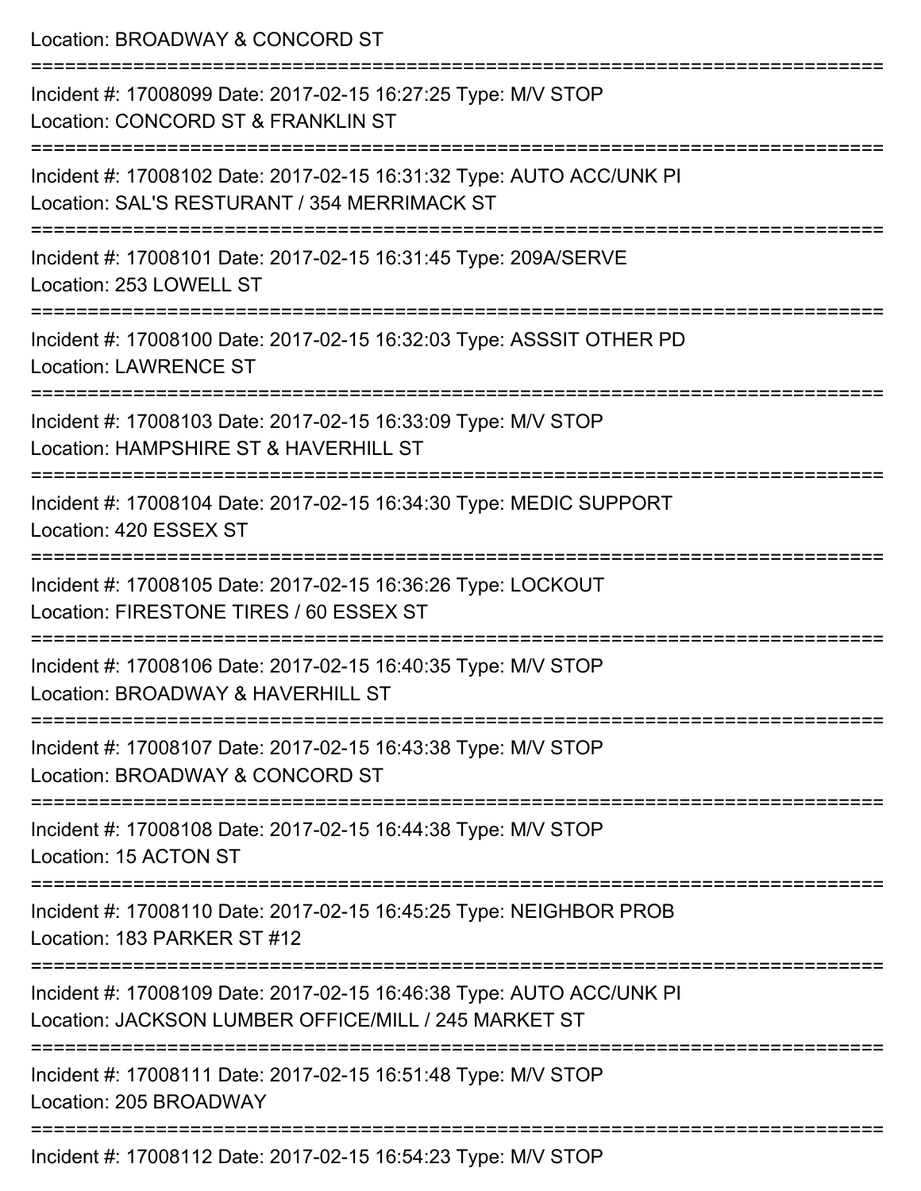Location: BROADWAY & CONCORD ST

===========================================================================

Incident #: 17008099 Date: 2017-02-15 16:27:25 Type: M/V STOP
Location: CONCORD ST & FRANKLIN ST

===========================================================================

Incident #: 17008102 Date: 2017-02-15 16:31:32 Type: AUTO ACC/UNK PI
Location: SAL'S RESTURANT / 354 MERRIMACK ST

===========================================================================

Incident #: 17008101 Date: 2017-02-15 16:31:45 Type: 209A/SERVE
Location: 253 LOWELL ST

===========================================================================

Incident #: 17008100 Date: 2017-02-15 16:32:03 Type: ASSSIT OTHER PD
Location: LAWRENCE ST

===========================================================================

Incident #: 17008103 Date: 2017-02-15 16:33:09 Type: M/V STOP
Location: HAMPSHIRE ST & HAVERHILL ST

===========================================================================

Incident #: 17008104 Date: 2017-02-15 16:34:30 Type: MEDIC SUPPORT
Location: 420 ESSEX ST

===========================================================================

Incident #: 17008105 Date: 2017-02-15 16:36:26 Type: LOCKOUT
Location: FIRESTONE TIRES / 60 ESSEX ST

===========================================================================

Incident #: 17008106 Date: 2017-02-15 16:40:35 Type: M/V STOP
Location: BROADWAY & HAVERHILL ST

===========================================================================

Incident #: 17008107 Date: 2017-02-15 16:43:38 Type: M/V STOP
Location: BROADWAY & CONCORD ST

===========================================================================

Incident #: 17008108 Date: 2017-02-15 16:44:38 Type: M/V STOP
Location: 15 ACTON ST

===========================================================================

Incident #: 17008110 Date: 2017-02-15 16:45:25 Type: NEIGHBOR PROB
Location: 183 PARKER ST #12

===========================================================================

Incident #: 17008109 Date: 2017-02-15 16:46:38 Type: AUTO ACC/UNK PI
Location: JACKSON LUMBER OFFICE/MILL / 245 MARKET ST

===========================================================================

Incident #: 17008111 Date: 2017-02-15 16:51:48 Type: M/V STOP
Location: 205 BROADWAY

===========================================================================

Incident #: 17008112 Date: 2017-02-15 16:54:23 Type: M/V STOP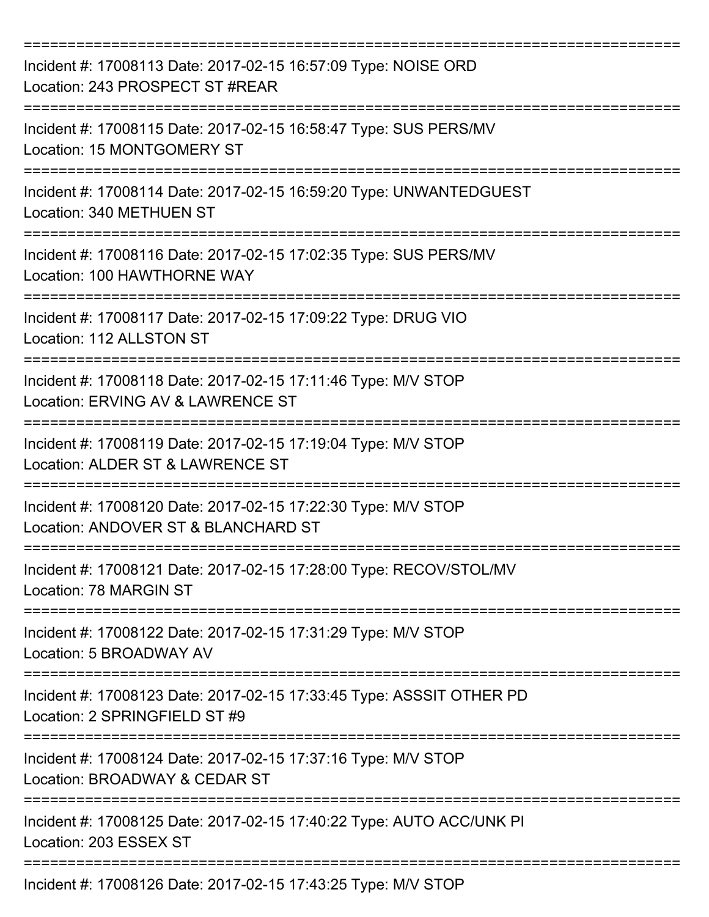===========================================================================

Incident #: 17008113 Date: 2017-02-15 16:57:09 Type: NOISE ORD
Location: 243 PROSPECT ST #REAR

===========================================================================

Incident #: 17008115 Date: 2017-02-15 16:58:47 Type: SUS PERS/MV
Location: 15 MONTGOMERY ST

===========================================================================

Incident #: 17008114 Date: 2017-02-15 16:59:20 Type: UNWANTEDGUEST
Location: 340 METHUEN ST

===========================================================================

Incident #: 17008116 Date: 2017-02-15 17:02:35 Type: SUS PERS/MV
Location: 100 HAWTHORNE WAY

===========================================================================

Incident #: 17008117 Date: 2017-02-15 17:09:22 Type: DRUG VIO
Location: 112 ALLSTON ST

===========================================================================

Incident #: 17008118 Date: 2017-02-15 17:11:46 Type: M/V STOP
Location: ERVING AV & LAWRENCE ST

===========================================================================

Incident #: 17008119 Date: 2017-02-15 17:19:04 Type: M/V STOP
Location: ALDER ST & LAWRENCE ST

===========================================================================

Incident #: 17008120 Date: 2017-02-15 17:22:30 Type: M/V STOP
Location: ANDOVER ST & BLANCHARD ST

===========================================================================

Incident #: 17008121 Date: 2017-02-15 17:28:00 Type: RECOV/STOL/MV
Location: 78 MARGIN ST

===========================================================================

Incident #: 17008122 Date: 2017-02-15 17:31:29 Type: M/V STOP
Location: 5 BROADWAY AV

===========================================================================

Incident #: 17008123 Date: 2017-02-15 17:33:45 Type: ASSSIT OTHER PD
Location: 2 SPRINGFIELD ST #9

===========================================================================

Incident #: 17008124 Date: 2017-02-15 17:37:16 Type: M/V STOP
Location: BROADWAY & CEDAR ST

===========================================================================

Incident #: 17008125 Date: 2017-02-15 17:40:22 Type: AUTO ACC/UNK PI
Location: 203 ESSEX ST

===========================================================================

Incident #: 17008126 Date: 2017-02-15 17:43:25 Type: M/V STOP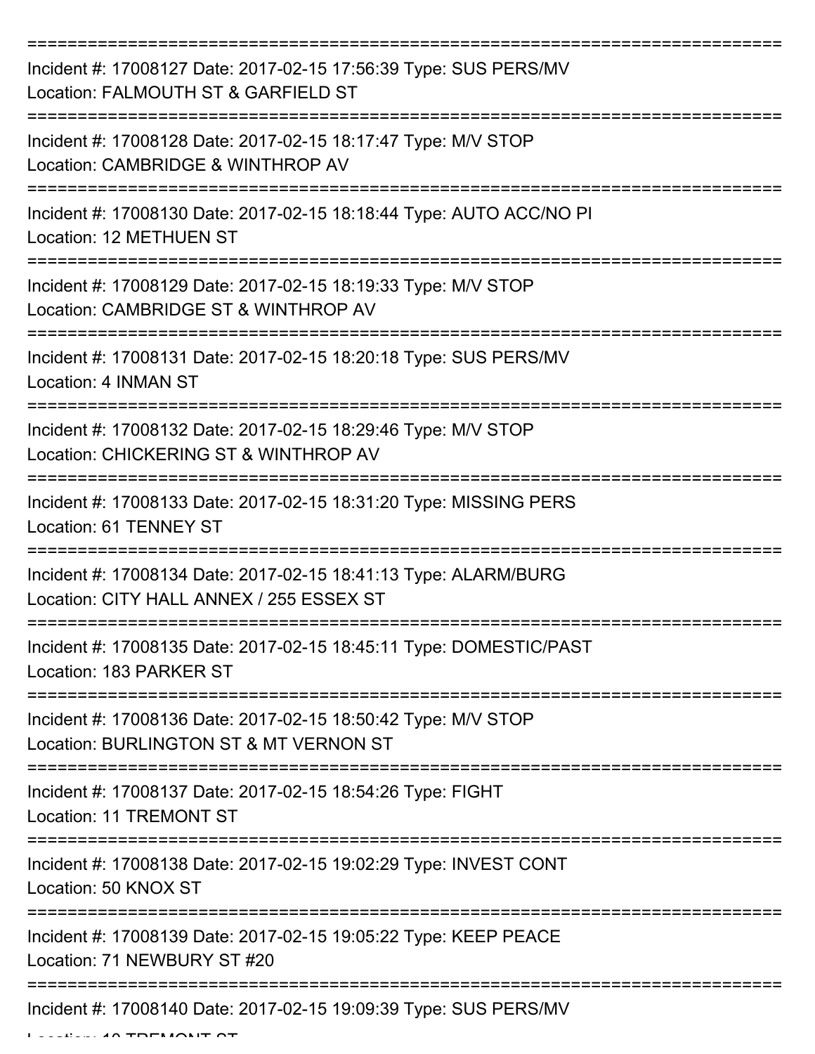===========================================================================

Incident #: 17008127 Date: 2017-02-15 17:56:39 Type: SUS PERS/MV
Location: FALMOUTH ST & GARFIELD ST

===========================================================================

Incident #: 17008128 Date: 2017-02-15 18:17:47 Type: M/V STOP
Location: CAMBRIDGE & WINTHROP AV

===========================================================================

Incident #: 17008130 Date: 2017-02-15 18:18:44 Type: AUTO ACC/NO PI
Location: 12 METHUEN ST

===========================================================================

Incident #: 17008129 Date: 2017-02-15 18:19:33 Type: M/V STOP
Location: CAMBRIDGE ST & WINTHROP AV

===========================================================================

Incident #: 17008131 Date: 2017-02-15 18:20:18 Type: SUS PERS/MV
Location: 4 INMAN ST

===========================================================================

Incident #: 17008132 Date: 2017-02-15 18:29:46 Type: M/V STOP
Location: CHICKERING ST & WINTHROP AV

===========================================================================

Incident #: 17008133 Date: 2017-02-15 18:31:20 Type: MISSING PERS
Location: 61 TENNEY ST

===========================================================================

Incident #: 17008134 Date: 2017-02-15 18:41:13 Type: ALARM/BURG
Location: CITY HALL ANNEX / 255 ESSEX ST

===========================================================================

Incident #: 17008135 Date: 2017-02-15 18:45:11 Type: DOMESTIC/PAST
Location: 183 PARKER ST

===========================================================================

Incident #: 17008136 Date: 2017-02-15 18:50:42 Type: M/V STOP
Location: BURLINGTON ST & MT VERNON ST

===========================================================================

Incident #: 17008137 Date: 2017-02-15 18:54:26 Type: FIGHT
Location: 11 TREMONT ST

===========================================================================

Incident #: 17008138 Date: 2017-02-15 19:02:29 Type: INVEST CONT
Location: 50 KNOX ST

===========================================================================

Incident #: 17008139 Date: 2017-02-15 19:05:22 Type: KEEP PEACE
Location: 71 NEWBURY ST #20

===========================================================================

Incident #: 17008140 Date: 2017-02-15 19:09:39 Type: SUS PERS/MV
Location: 10 TREMONT ST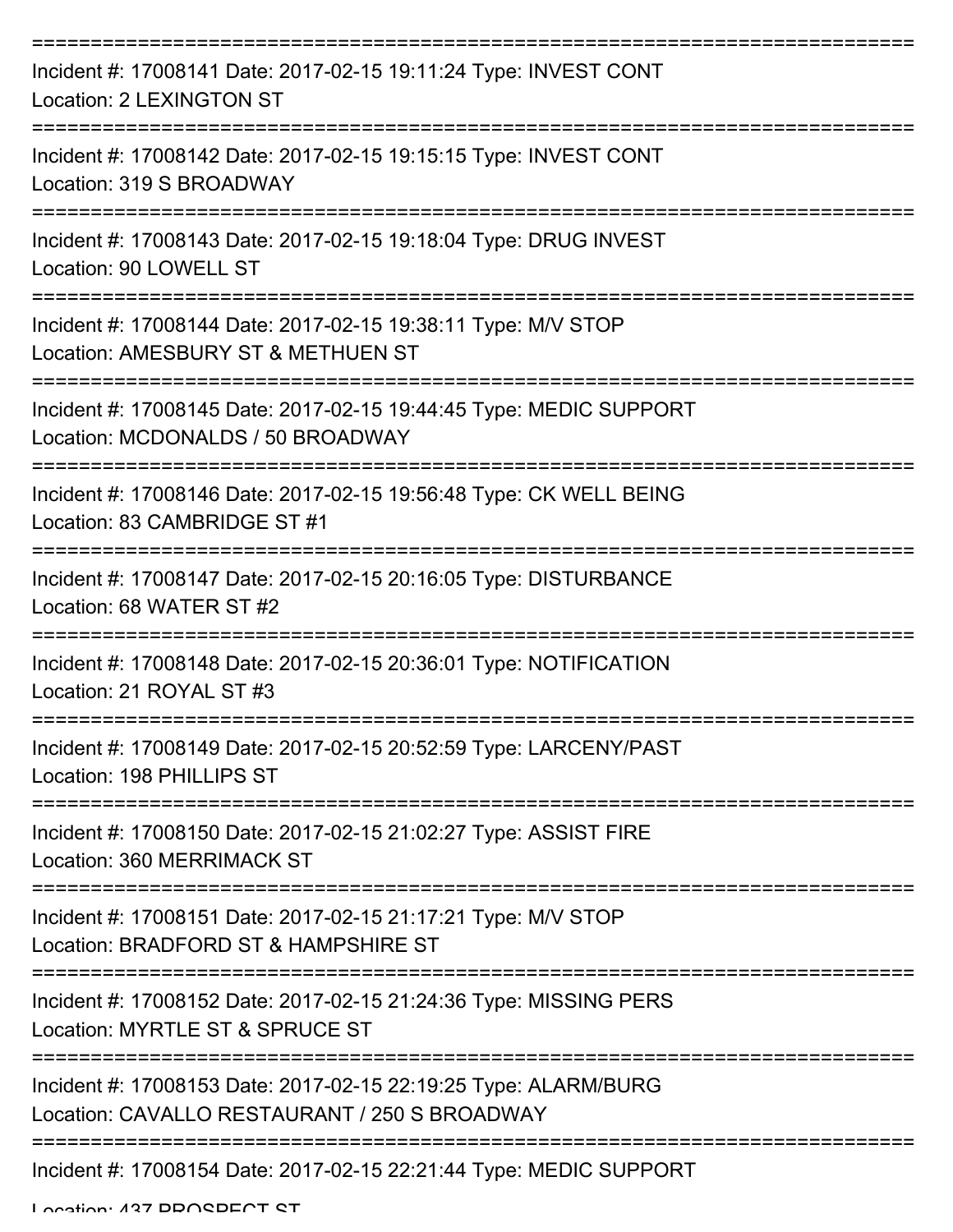Incident #: 17008141 Date: 2017-02-15 19:11:24 Type: INVEST CONT
Location: 2 LEXINGTON ST

Incident #: 17008142 Date: 2017-02-15 19:15:15 Type: INVEST CONT
Location: 319 S BROADWAY

Incident #: 17008143 Date: 2017-02-15 19:18:04 Type: DRUG INVEST
Location: 90 LOWELL ST

Incident #: 17008144 Date: 2017-02-15 19:38:11 Type: M/V STOP
Location: AMESBURY ST & METHUEN ST

Incident #: 17008145 Date: 2017-02-15 19:44:45 Type: MEDIC SUPPORT
Location: MCDONALDS / 50 BROADWAY

Incident #: 17008146 Date: 2017-02-15 19:56:48 Type: CK WELL BEING
Location: 83 CAMBRIDGE ST #1

Incident #: 17008147 Date: 2017-02-15 20:16:05 Type: DISTURBANCE
Location: 68 WATER ST #2

Incident #: 17008148 Date: 2017-02-15 20:36:01 Type: NOTIFICATION
Location: 21 ROYAL ST #3

Incident #: 17008149 Date: 2017-02-15 20:52:59 Type: LARCENY/PAST
Location: 198 PHILLIPS ST

Incident #: 17008150 Date: 2017-02-15 21:02:27 Type: ASSIST FIRE
Location: 360 MERRIMACK ST

Incident #: 17008151 Date: 2017-02-15 21:17:21 Type: M/V STOP
Location: BRADFORD ST & HAMPSHIRE ST

Incident #: 17008152 Date: 2017-02-15 21:24:36 Type: MISSING PERS
Location: MYRTLE ST & SPRUCE ST

Incident #: 17008153 Date: 2017-02-15 22:19:25 Type: ALARM/BURG
Location: CAVALLO RESTAURANT / 250 S BROADWAY

Incident #: 17008154 Date: 2017-02-15 22:21:44 Type: MEDIC SUPPORT
Location: 437 PROSPECT ST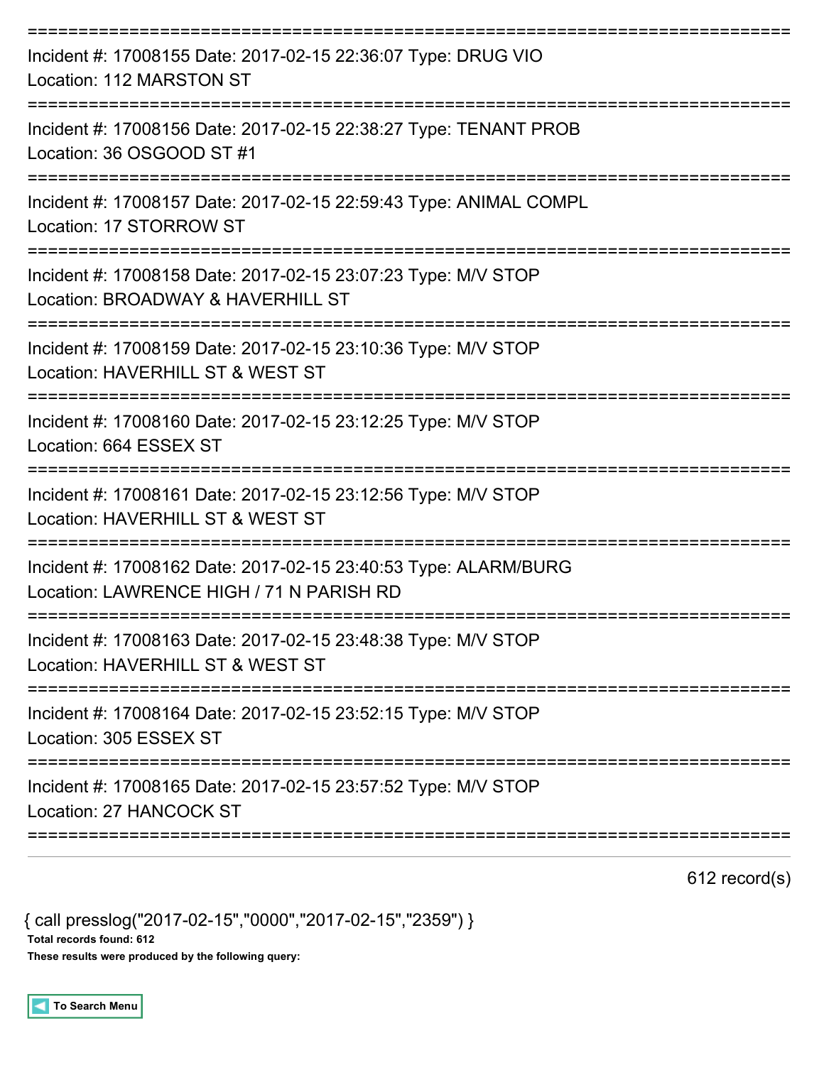===========================================================================
Incident #: 17008155 Date: 2017-02-15 22:36:07 Type: DRUG VIO
Location: 112 MARSTON ST
===========================================================================
Incident #: 17008156 Date: 2017-02-15 22:38:27 Type: TENANT PROB
Location: 36 OSGOOD ST #1
===========================================================================
Incident #: 17008157 Date: 2017-02-15 22:59:43 Type: ANIMAL COMPL
Location: 17 STORROW ST
===========================================================================
Incident #: 17008158 Date: 2017-02-15 23:07:23 Type: M/V STOP
Location: BROADWAY & HAVERHILL ST
===========================================================================
Incident #: 17008159 Date: 2017-02-15 23:10:36 Type: M/V STOP
Location: HAVERHILL ST & WEST ST
===========================================================================
Incident #: 17008160 Date: 2017-02-15 23:12:25 Type: M/V STOP
Location: 664 ESSEX ST
===========================================================================
Incident #: 17008161 Date: 2017-02-15 23:12:56 Type: M/V STOP
Location: HAVERHILL ST & WEST ST
===========================================================================
Incident #: 17008162 Date: 2017-02-15 23:40:53 Type: ALARM/BURG
Location: LAWRENCE HIGH / 71 N PARISH RD
===========================================================================
Incident #: 17008163 Date: 2017-02-15 23:48:38 Type: M/V STOP
Location: HAVERHILL ST & WEST ST
===========================================================================
Incident #: 17008164 Date: 2017-02-15 23:52:15 Type: M/V STOP
Location: 305 ESSEX ST
===========================================================================
Incident #: 17008165 Date: 2017-02-15 23:57:52 Type: M/V STOP
Location: 27 HANCOCK ST
===========================================================================

612 record(s)

{ call presslog("2017-02-15","0000","2017-02-15","2359") }

**Total records found: 612**

**These results were produced by the following query:**

To Search Menu